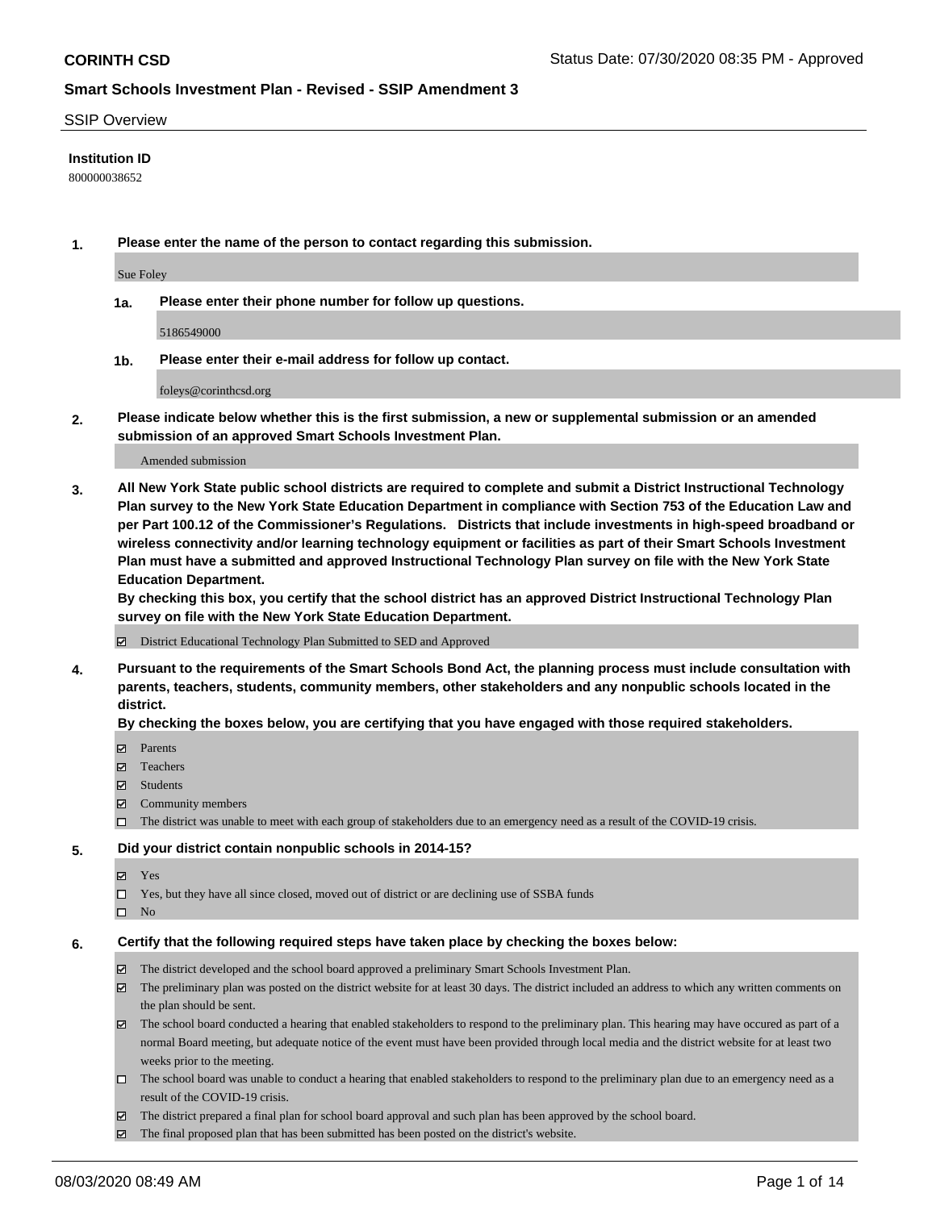## SSIP Overview

**Institution ID**

800000038652

**1. Please enter the name of the person to contact regarding this submission.**

Sue Foley

**1a. Please enter their phone number for follow up questions.**

5186549000

**1b. Please enter their e-mail address for follow up contact.**

foleys@corinthcsd.org

**2. Please indicate below whether this is the first submission, a new or supplemental submission or an amended submission of an approved Smart Schools Investment Plan.**

Amended submission

**3. All New York State public school districts are required to complete and submit a District Instructional Technology Plan survey to the New York State Education Department in compliance with Section 753 of the Education Law and per Part 100.12 of the Commissioner's Regulations. Districts that include investments in high-speed broadband or wireless connectivity and/or learning technology equipment or facilities as part of their Smart Schools Investment Plan must have a submitted and approved Instructional Technology Plan survey on file with the New York State Education Department.**

**By checking this box, you certify that the school district has an approved District Instructional Technology Plan survey on file with the New York State Education Department.**

- [x] District Educational Technology Plan Submitted to SED and Approved

**4. Pursuant to the requirements of the Smart Schools Bond Act, the planning process must include consultation with parents, teachers, students, community members, other stakeholders and any nonpublic schools located in the district.**

**By checking the boxes below, you are certifying that you have engaged with those required stakeholders.**

- [x] Parents
- [x] Teachers
- [x] Students
- [x] Community members
- [ ] The district was unable to meet with each group of stakeholders due to an emergency need as a result of the COVID-19 crisis.

**5. Did your district contain nonpublic schools in 2014-15?**

- [x] Yes
- [ ] Yes, but they have all since closed, moved out of district or are declining use of SSBA funds
- [ ] No

**6. Certify that the following required steps have taken place by checking the boxes below:**

- [x] The district developed and the school board approved a preliminary Smart Schools Investment Plan.
- [x] The preliminary plan was posted on the district website for at least 30 days. The district included an address to which any written comments on the plan should be sent.
- [x] The school board conducted a hearing that enabled stakeholders to respond to the preliminary plan. This hearing may have occured as part of a normal Board meeting, but adequate notice of the event must have been provided through local media and the district website for at least two weeks prior to the meeting.
- [ ] The school board was unable to conduct a hearing that enabled stakeholders to respond to the preliminary plan due to an emergency need as a result of the COVID-19 crisis.
- [x] The district prepared a final plan for school board approval and such plan has been approved by the school board.
- [x] The final proposed plan that has been submitted has been posted on the district's website.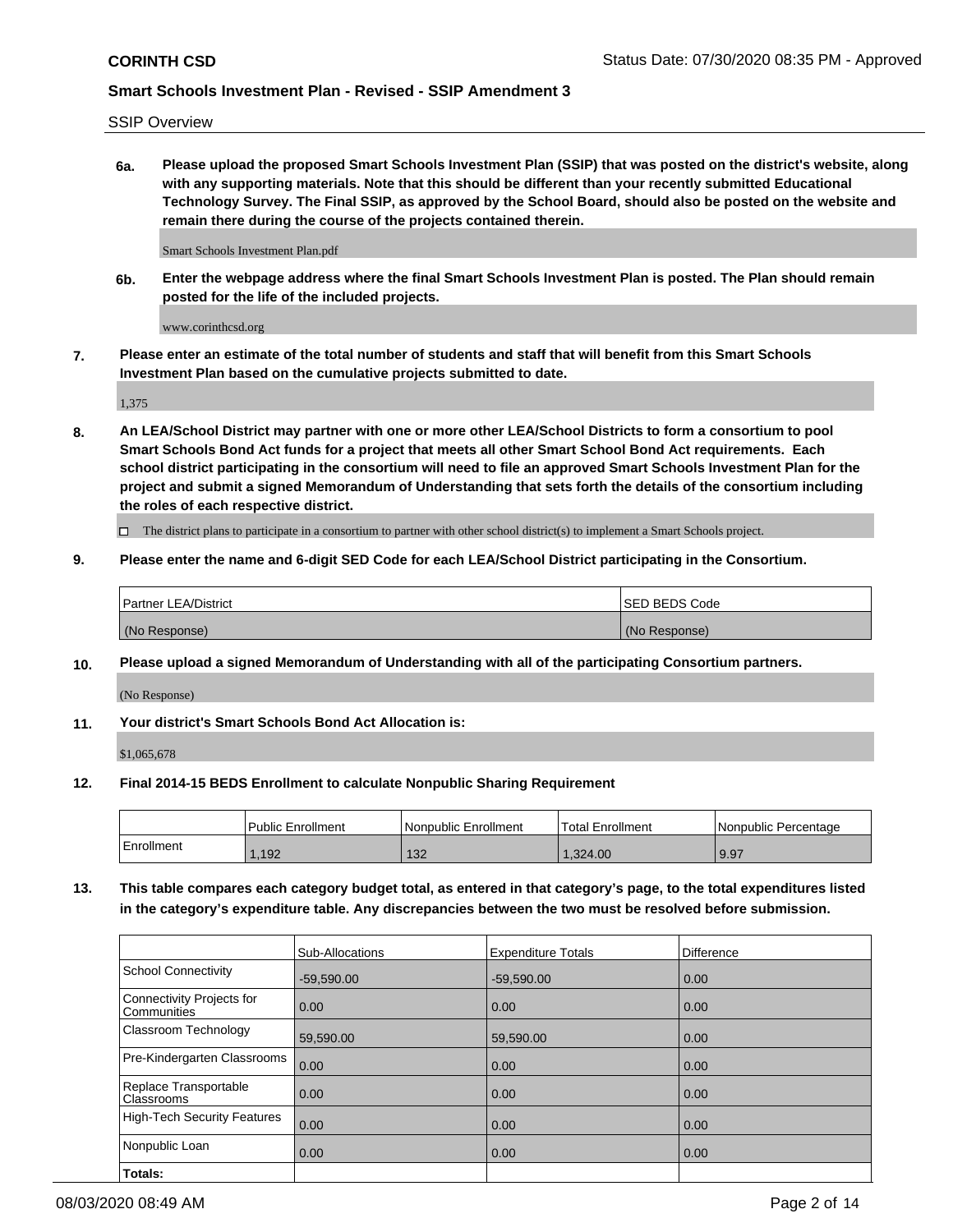SSIP Overview

**6a. Please upload the proposed Smart Schools Investment Plan (SSIP) that was posted on the district's website, along with any supporting materials. Note that this should be different than your recently submitted Educational Technology Survey. The Final SSIP, as approved by the School Board, should also be posted on the website and remain there during the course of the projects contained therein.**

Smart Schools Investment Plan.pdf

**6b. Enter the webpage address where the final Smart Schools Investment Plan is posted. The Plan should remain posted for the life of the included projects.**

www.corinthcsd.org

**7. Please enter an estimate of the total number of students and staff that will benefit from this Smart Schools Investment Plan based on the cumulative projects submitted to date.**

1,375

**8. An LEA/School District may partner with one or more other LEA/School Districts to form a consortium to pool Smart Schools Bond Act funds for a project that meets all other Smart School Bond Act requirements. Each school district participating in the consortium will need to file an approved Smart Schools Investment Plan for the project and submit a signed Memorandum of Understanding that sets forth the details of the consortium including the roles of each respective district.**

☐ The district plans to participate in a consortium to partner with other school district(s) to implement a Smart Schools project.

**9. Please enter the name and 6-digit SED Code for each LEA/School District participating in the Consortium.**

| Partner LEA/District | SED BEDS Code |
|---|---|
| (No Response) | (No Response) |

**10. Please upload a signed Memorandum of Understanding with all of the participating Consortium partners.**

(No Response)

**11. Your district's Smart Schools Bond Act Allocation is:**

$1,065,678

**12. Final 2014-15 BEDS Enrollment to calculate Nonpublic Sharing Requirement**

| | Public Enrollment | Nonpublic Enrollment | Total Enrollment | Nonpublic Percentage |
|---|---|---|---|---|
| Enrollment | 1,192 | 132 | 1,324.00 | 9.97 |

**13. This table compares each category budget total, as entered in that category's page, to the total expenditures listed in the category's expenditure table. Any discrepancies between the two must be resolved before submission.**

| | Sub-Allocations | Expenditure Totals | Difference |
|---|---|---|---|
| School Connectivity | -59,590.00 | -59,590.00 | 0.00 |
| Connectivity Projects for Communities | 0.00 | 0.00 | 0.00 |
| Classroom Technology | 59,590.00 | 59,590.00 | 0.00 |
| Pre-Kindergarten Classrooms | 0.00 | 0.00 | 0.00 |
| Replace Transportable Classrooms | 0.00 | 0.00 | 0.00 |
| High-Tech Security Features | 0.00 | 0.00 | 0.00 |
| Nonpublic Loan | 0.00 | 0.00 | 0.00 |
| **Totals:** | | | |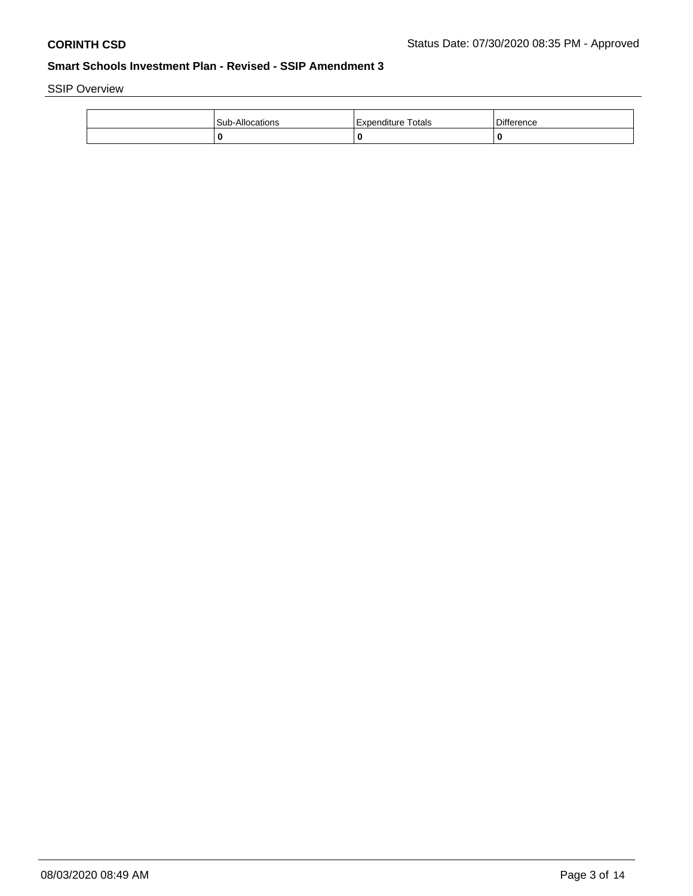**CORINTH CSD** Status Date: 07/30/2020 08:35 PM - Approved

**Smart Schools Investment Plan - Revised - SSIP Amendment 3**

SSIP Overview

| | Sub-Allocations | Expenditure Totals | Difference |
|---|---|---|---|
| | **0** | **0** | **0** |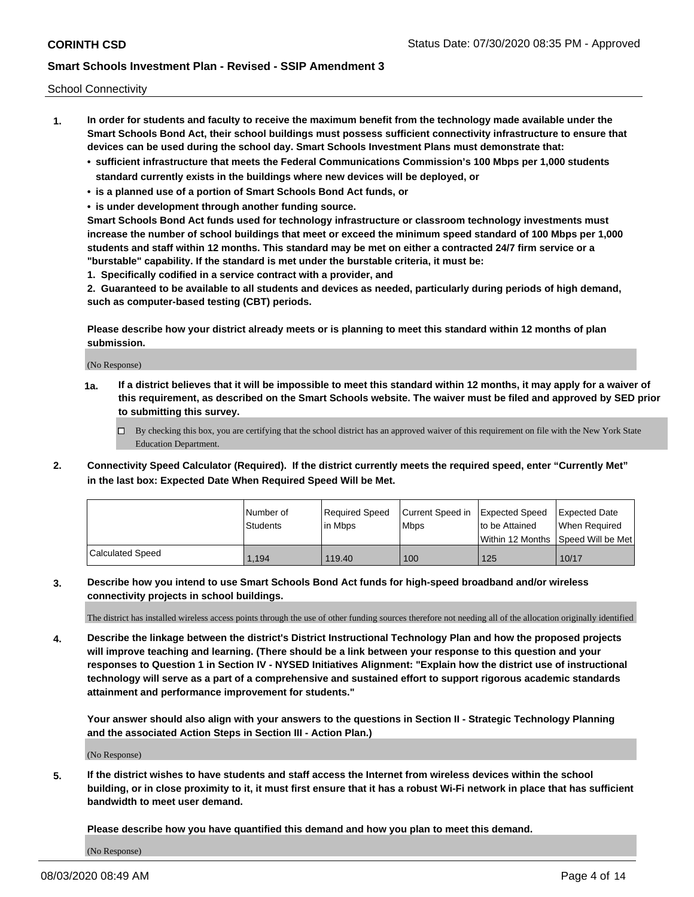School Connectivity

1. **In order for students and faculty to receive the maximum benefit from the technology made available under the Smart Schools Bond Act, their school buildings must possess sufficient connectivity infrastructure to ensure that devices can be used during the school day. Smart Schools Investment Plans must demonstrate that:**
   - **sufficient infrastructure that meets the Federal Communications Commission's 100 Mbps per 1,000 students standard currently exists in the buildings where new devices will be deployed, or**
   - **is a planned use of a portion of Smart Schools Bond Act funds, or**
   - **is under development through another funding source.**

   **Smart Schools Bond Act funds used for technology infrastructure or classroom technology investments must increase the number of school buildings that meet or exceed the minimum speed standard of 100 Mbps per 1,000 students and staff within 12 months. This standard may be met on either a contracted 24/7 firm service or a "burstable" capability. If the standard is met under the burstable criteria, it must be:**

   **1. Specifically codified in a service contract with a provider, and**

   **2. Guaranteed to be available to all students and devices as needed, particularly during periods of high demand, such as computer-based testing (CBT) periods.**

   **Please describe how your district already meets or is planning to meet this standard within 12 months of plan submission.**

   (No Response)

   **1a. If a district believes that it will be impossible to meet this standard within 12 months, it may apply for a waiver of this requirement, as described on the Smart Schools website. The waiver must be filed and approved by SED prior to submitting this survey.**

   ☐ By checking this box, you are certifying that the school district has an approved waiver of this requirement on file with the New York State Education Department.

2. **Connectivity Speed Calculator (Required). If the district currently meets the required speed, enter "Currently Met" in the last box: Expected Date When Required Speed Will be Met.**

| | Number of Students | Required Speed in Mbps | Current Speed in Mbps | Expected Speed to be Attained Within 12 Months | Expected Date When Required Speed Will be Met |
|---|---|---|---|---|---|
| Calculated Speed | 1,194 | 119.40 | 100 | 125 | 10/17 |

3. **Describe how you intend to use Smart Schools Bond Act funds for high-speed broadband and/or wireless connectivity projects in school buildings.**

   The district has installed wireless access points through the use of other funding sources therefore not needing all of the allocation originally identified

4. **Describe the linkage between the district's District Instructional Technology Plan and how the proposed projects will improve teaching and learning. (There should be a link between your response to this question and your responses to Question 1 in Section IV - NYSED Initiatives Alignment: "Explain how the district use of instructional technology will serve as a part of a comprehensive and sustained effort to support rigorous academic standards attainment and performance improvement for students."**

   **Your answer should also align with your answers to the questions in Section II - Strategic Technology Planning and the associated Action Steps in Section III - Action Plan.)**

   (No Response)

5. **If the district wishes to have students and staff access the Internet from wireless devices within the school building, or in close proximity to it, it must first ensure that it has a robust Wi-Fi network in place that has sufficient bandwidth to meet user demand.**

   **Please describe how you have quantified this demand and how you plan to meet this demand.**

   (No Response)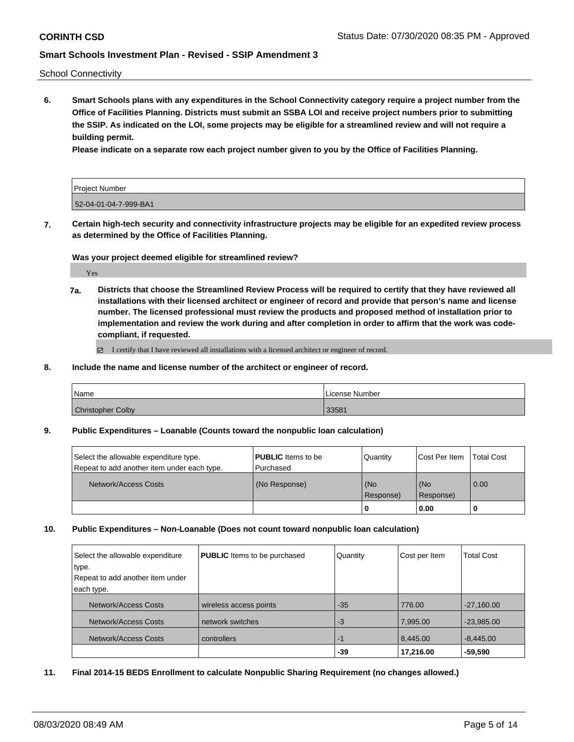School Connectivity

**6. Smart Schools plans with any expenditures in the School Connectivity category require a project number from the Office of Facilities Planning. Districts must submit an SSBA LOI and receive project numbers prior to submitting the SSIP. As indicated on the LOI, some projects may be eligible for a streamlined review and will not require a building permit.**

**Please indicate on a separate row each project number given to you by the Office of Facilities Planning.**

| Project Number |
|---|
| 52-04-01-04-7-999-BA1 |

**7. Certain high-tech security and connectivity infrastructure projects may be eligible for an expedited review process as determined by the Office of Facilities Planning.**

**Was your project deemed eligible for streamlined review?**

Yes

**7a. Districts that choose the Streamlined Review Process will be required to certify that they have reviewed all installations with their licensed architect or engineer of record and provide that person's name and license number. The licensed professional must review the products and proposed method of installation prior to implementation and review the work during and after completion in order to affirm that the work was code-compliant, if requested.**

☑ I certify that I have reviewed all installations with a licensed architect or engineer of record.

**8. Include the name and license number of the architect or engineer of record.**

| Name | License Number |
|---|---|
| Christopher Colby | 33581 |

**9. Public Expenditures – Loanable (Counts toward the nonpublic loan calculation)**

| Select the allowable expenditure type. Repeat to add another item under each type. | **PUBLIC** Items to be Purchased | Quantity | Cost Per Item | Total Cost |
|---|---|---|---|---|
| Network/Access Costs | (No Response) | (No Response) | (No Response) | 0.00 |
| | | **0** | **0.00** | **0** |

**10. Public Expenditures – Non-Loanable (Does not count toward nonpublic loan calculation)**

| Select the allowable expenditure type. Repeat to add another item under each type. | **PUBLIC** Items to be purchased | Quantity | Cost per Item | Total Cost |
|---|---|---|---|---|
| Network/Access Costs | wireless access points | -35 | 776.00 | -27,160.00 |
| Network/Access Costs | network switches | -3 | 7,995.00 | -23,985.00 |
| Network/Access Costs | controllers | -1 | 8,445.00 | -8,445.00 |
| | | **-39** | **17,216.00** | **-59,590** |

**11. Final 2014-15 BEDS Enrollment to calculate Nonpublic Sharing Requirement (no changes allowed.)**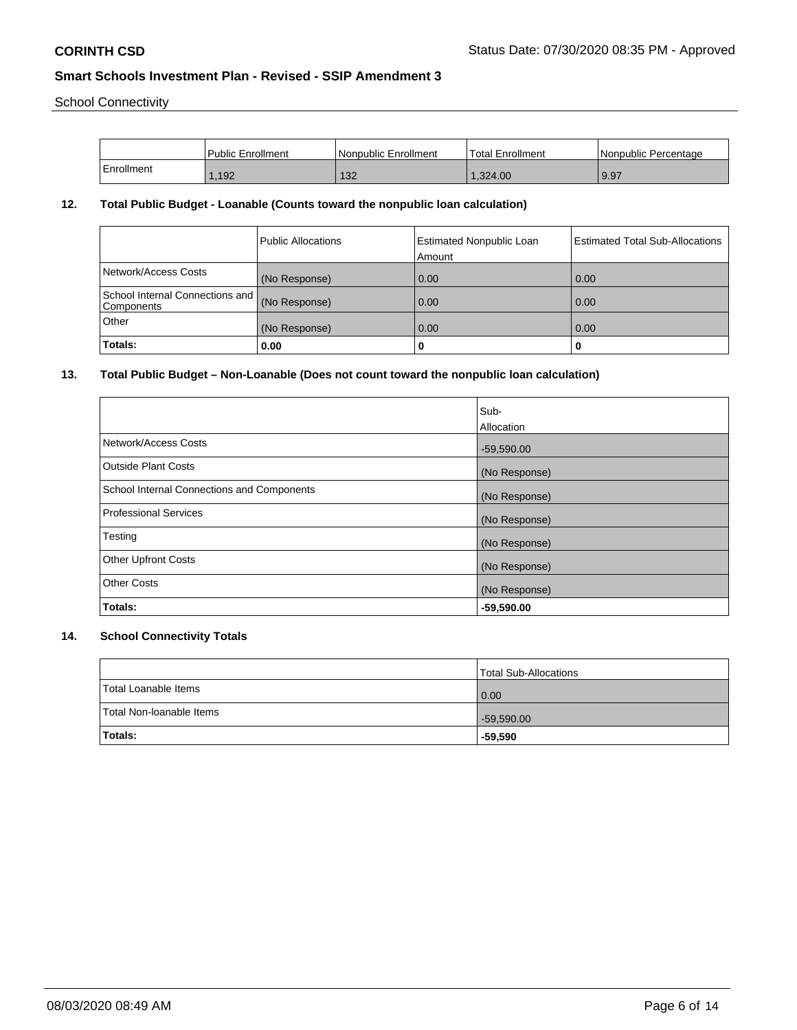School Connectivity

| | Public Enrollment | Nonpublic Enrollment | Total Enrollment | Nonpublic Percentage |
|---|---|---|---|---|
| Enrollment | 1,192 | 132 | 1,324.00 | 9.97 |

**12. Total Public Budget - Loanable (Counts toward the nonpublic loan calculation)**

| | Public Allocations | Estimated Nonpublic Loan Amount | Estimated Total Sub-Allocations |
|---|---|---|---|
| Network/Access Costs | (No Response) | 0.00 | 0.00 |
| School Internal Connections and Components | (No Response) | 0.00 | 0.00 |
| Other | (No Response) | 0.00 | 0.00 |
| **Totals:** | **0.00** | **0** | **0** |

**13. Total Public Budget – Non-Loanable (Does not count toward the nonpublic loan calculation)**

| | Sub-Allocation |
|---|---|
| Network/Access Costs | -59,590.00 |
| Outside Plant Costs | (No Response) |
| School Internal Connections and Components | (No Response) |
| Professional Services | (No Response) |
| Testing | (No Response) |
| Other Upfront Costs | (No Response) |
| Other Costs | (No Response) |
| **Totals:** | **-59,590.00** |

**14. School Connectivity Totals**

| | Total Sub-Allocations |
|---|---|
| Total Loanable Items | 0.00 |
| Total Non-loanable Items | -59,590.00 |
| **Totals:** | **-59,590** |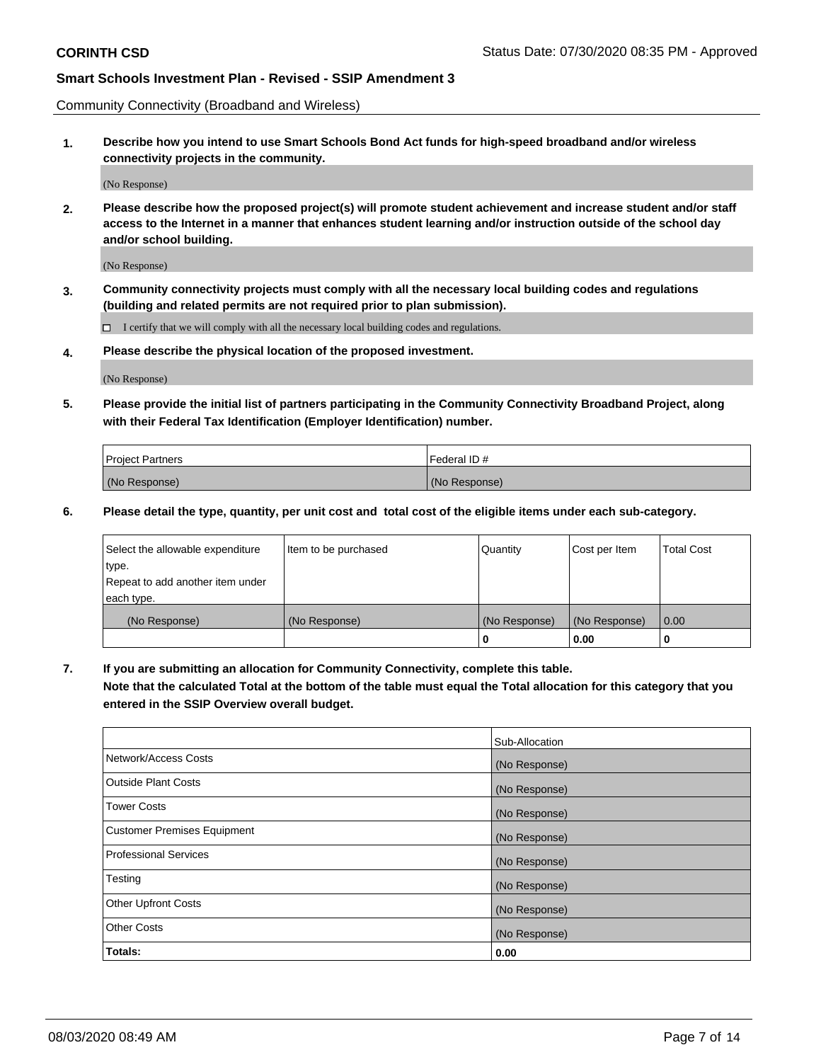Community Connectivity (Broadband and Wireless)

**1. Describe how you intend to use Smart Schools Bond Act funds for high-speed broadband and/or wireless connectivity projects in the community.**

(No Response)

**2. Please describe how the proposed project(s) will promote student achievement and increase student and/or staff access to the Internet in a manner that enhances student learning and/or instruction outside of the school day and/or school building.**

(No Response)

**3. Community connectivity projects must comply with all the necessary local building codes and regulations (building and related permits are not required prior to plan submission).**

☐ I certify that we will comply with all the necessary local building codes and regulations.

**4. Please describe the physical location of the proposed investment.**

(No Response)

**5. Please provide the initial list of partners participating in the Community Connectivity Broadband Project, along with their Federal Tax Identification (Employer Identification) number.**

| Project Partners | Federal ID # |
|---|---|
| (No Response) | (No Response) |

**6. Please detail the type, quantity, per unit cost and total cost of the eligible items under each sub-category.**

| Select the allowable expenditure type. Repeat to add another item under each type. | Item to be purchased | Quantity | Cost per Item | Total Cost |
|---|---|---|---|---|
| (No Response) | (No Response) | (No Response) | (No Response) | 0.00 |
| | | **0** | **0.00** | **0** |

**7. If you are submitting an allocation for Community Connectivity, complete this table. Note that the calculated Total at the bottom of the table must equal the Total allocation for this category that you entered in the SSIP Overview overall budget.**

| | Sub-Allocation |
|---|---|
| Network/Access Costs | (No Response) |
| Outside Plant Costs | (No Response) |
| Tower Costs | (No Response) |
| Customer Premises Equipment | (No Response) |
| Professional Services | (No Response) |
| Testing | (No Response) |
| Other Upfront Costs | (No Response) |
| Other Costs | (No Response) |
| **Totals:** | **0.00** |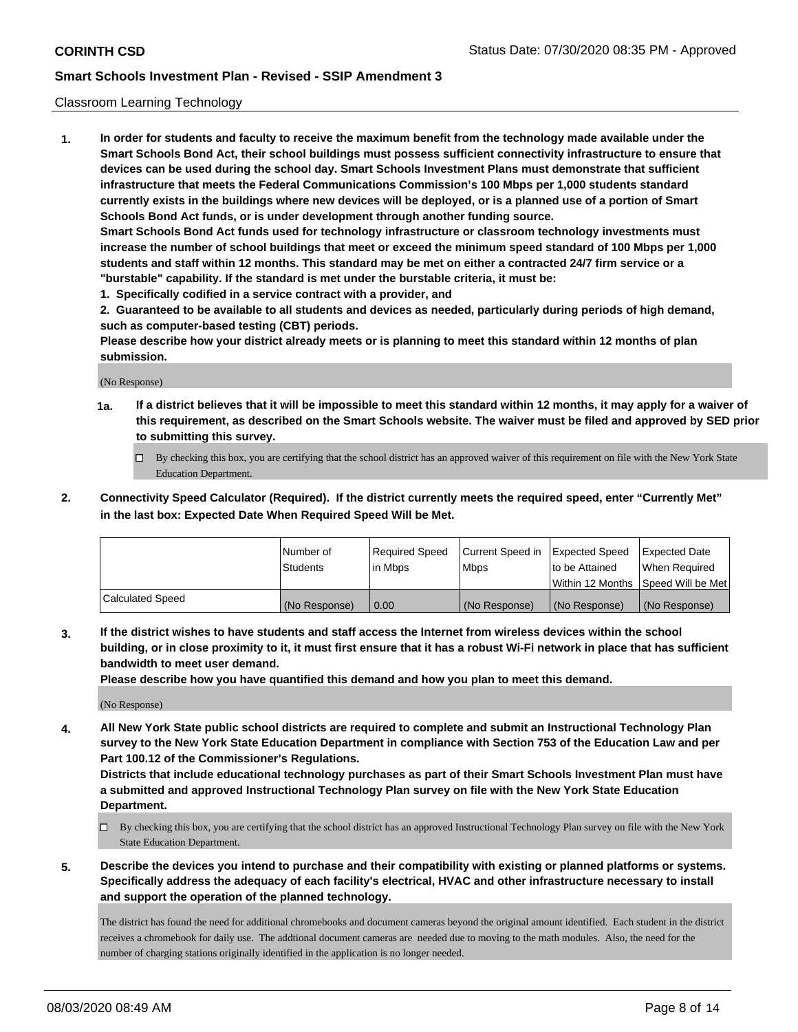## Classroom Learning Technology

**1. In order for students and faculty to receive the maximum benefit from the technology made available under the Smart Schools Bond Act, their school buildings must possess sufficient connectivity infrastructure to ensure that devices can be used during the school day. Smart Schools Investment Plans must demonstrate that sufficient infrastructure that meets the Federal Communications Commission's 100 Mbps per 1,000 students standard currently exists in the buildings where new devices will be deployed, or is a planned use of a portion of Smart Schools Bond Act funds, or is under development through another funding source.**

**Smart Schools Bond Act funds used for technology infrastructure or classroom technology investments must increase the number of school buildings that meet or exceed the minimum speed standard of 100 Mbps per 1,000 students and staff within 12 months. This standard may be met on either a contracted 24/7 firm service or a "burstable" capability. If the standard is met under the burstable criteria, it must be:**

**1. Specifically codified in a service contract with a provider, and**

**2. Guaranteed to be available to all students and devices as needed, particularly during periods of high demand, such as computer-based testing (CBT) periods.**

**Please describe how your district already meets or is planning to meet this standard within 12 months of plan submission.**

(No Response)

**1a. If a district believes that it will be impossible to meet this standard within 12 months, it may apply for a waiver of this requirement, as described on the Smart Schools website. The waiver must be filed and approved by SED prior to submitting this survey.**

☐ By checking this box, you are certifying that the school district has an approved waiver of this requirement on file with the New York State Education Department.

**2. Connectivity Speed Calculator (Required). If the district currently meets the required speed, enter "Currently Met" in the last box: Expected Date When Required Speed Will be Met.**

| | Number of Students | Required Speed in Mbps | Current Speed in Mbps | Expected Speed to be Attained Within 12 Months | Expected Date When Required Speed Will be Met |
|---|---|---|---|---|---|
| Calculated Speed | (No Response) | 0.00 | (No Response) | (No Response) | (No Response) |

**3. If the district wishes to have students and staff access the Internet from wireless devices within the school building, or in close proximity to it, it must first ensure that it has a robust Wi-Fi network in place that has sufficient bandwidth to meet user demand.**

**Please describe how you have quantified this demand and how you plan to meet this demand.**

(No Response)

**4. All New York State public school districts are required to complete and submit an Instructional Technology Plan survey to the New York State Education Department in compliance with Section 753 of the Education Law and per Part 100.12 of the Commissioner's Regulations.**

**Districts that include educational technology purchases as part of their Smart Schools Investment Plan must have a submitted and approved Instructional Technology Plan survey on file with the New York State Education Department.**

☐ By checking this box, you are certifying that the school district has an approved Instructional Technology Plan survey on file with the New York State Education Department.

**5. Describe the devices you intend to purchase and their compatibility with existing or planned platforms or systems. Specifically address the adequacy of each facility's electrical, HVAC and other infrastructure necessary to install and support the operation of the planned technology.**

The district has found the need for additional chromebooks and document cameras beyond the original amount identified. Each student in the district receives a chromebook for daily use. The addtional document cameras are needed due to moving to the math modules. Also, the need for the number of charging stations originally identified in the application is no longer needed.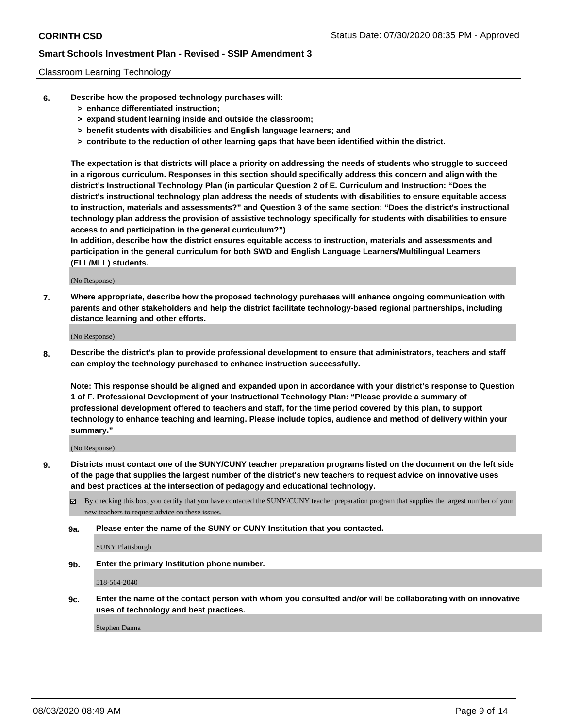Classroom Learning Technology

6. **Describe how the proposed technology purchases will:**
   - **> enhance differentiated instruction;**
   - **> expand student learning inside and outside the classroom;**
   - **> benefit students with disabilities and English language learners; and**
   - **> contribute to the reduction of other learning gaps that have been identified within the district.**

   **The expectation is that districts will place a priority on addressing the needs of students who struggle to succeed in a rigorous curriculum. Responses in this section should specifically address this concern and align with the district's Instructional Technology Plan (in particular Question 2 of E. Curriculum and Instruction: "Does the district's instructional technology plan address the needs of students with disabilities to ensure equitable access to instruction, materials and assessments?" and Question 3 of the same section: "Does the district's instructional technology plan address the provision of assistive technology specifically for students with disabilities to ensure access to and participation in the general curriculum?")**

   **In addition, describe how the district ensures equitable access to instruction, materials and assessments and participation in the general curriculum for both SWD and English Language Learners/Multilingual Learners (ELL/MLL) students.**

   (No Response)

7. **Where appropriate, describe how the proposed technology purchases will enhance ongoing communication with parents and other stakeholders and help the district facilitate technology-based regional partnerships, including distance learning and other efforts.**

   (No Response)

8. **Describe the district's plan to provide professional development to ensure that administrators, teachers and staff can employ the technology purchased to enhance instruction successfully.**

   **Note: This response should be aligned and expanded upon in accordance with your district's response to Question 1 of F. Professional Development of your Instructional Technology Plan: "Please provide a summary of professional development offered to teachers and staff, for the time period covered by this plan, to support technology to enhance teaching and learning. Please include topics, audience and method of delivery within your summary."**

   (No Response)

9. **Districts must contact one of the SUNY/CUNY teacher preparation programs listed on the document on the left side of the page that supplies the largest number of the district's new teachers to request advice on innovative uses and best practices at the intersection of pedagogy and educational technology.**

   ☑ By checking this box, you certify that you have contacted the SUNY/CUNY teacher preparation program that supplies the largest number of your new teachers to request advice on these issues.

   **9a. Please enter the name of the SUNY or CUNY Institution that you contacted.**

   SUNY Plattsburgh

   **9b. Enter the primary Institution phone number.**

   518-564-2040

   **9c. Enter the name of the contact person with whom you consulted and/or will be collaborating with on innovative uses of technology and best practices.**

   Stephen Danna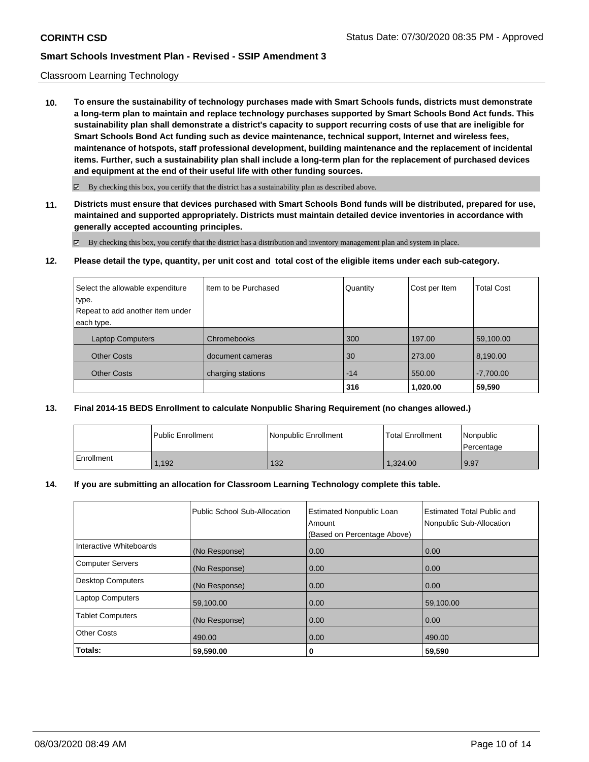Classroom Learning Technology

**10. To ensure the sustainability of technology purchases made with Smart Schools funds, districts must demonstrate a long-term plan to maintain and replace technology purchases supported by Smart Schools Bond Act funds. This sustainability plan shall demonstrate a district's capacity to support recurring costs of use that are ineligible for Smart Schools Bond Act funding such as device maintenance, technical support, Internet and wireless fees, maintenance of hotspots, staff professional development, building maintenance and the replacement of incidental items. Further, such a sustainability plan shall include a long-term plan for the replacement of purchased devices and equipment at the end of their useful life with other funding sources.**

☑ By checking this box, you certify that the district has a sustainability plan as described above.

**11. Districts must ensure that devices purchased with Smart Schools Bond funds will be distributed, prepared for use, maintained and supported appropriately. Districts must maintain detailed device inventories in accordance with generally accepted accounting principles.**

☑ By checking this box, you certify that the district has a distribution and inventory management plan and system in place.

**12. Please detail the type, quantity, per unit cost and total cost of the eligible items under each sub-category.**

| Select the allowable expenditure type. Repeat to add another item under each type. | Item to be Purchased | Quantity | Cost per Item | Total Cost |
|---|---|---|---|---|
| Laptop Computers | Chromebooks | 300 | 197.00 | 59,100.00 |
| Other Costs | document cameras | 30 | 273.00 | 8,190.00 |
| Other Costs | charging stations | -14 | 550.00 | -7,700.00 |
| | | **316** | **1,020.00** | **59,590** |

**13. Final 2014-15 BEDS Enrollment to calculate Nonpublic Sharing Requirement (no changes allowed.)**

| | Public Enrollment | Nonpublic Enrollment | Total Enrollment | Nonpublic Percentage |
|---|---|---|---|---|
| Enrollment | 1,192 | 132 | 1,324.00 | 9.97 |

**14. If you are submitting an allocation for Classroom Learning Technology complete this table.**

| | Public School Sub-Allocation | Estimated Nonpublic Loan Amount (Based on Percentage Above) | Estimated Total Public and Nonpublic Sub-Allocation |
|---|---|---|---|
| Interactive Whiteboards | (No Response) | 0.00 | 0.00 |
| Computer Servers | (No Response) | 0.00 | 0.00 |
| Desktop Computers | (No Response) | 0.00 | 0.00 |
| Laptop Computers | 59,100.00 | 0.00 | 59,100.00 |
| Tablet Computers | (No Response) | 0.00 | 0.00 |
| Other Costs | 490.00 | 0.00 | 490.00 |
| **Totals:** | **59,590.00** | **0** | **59,590** |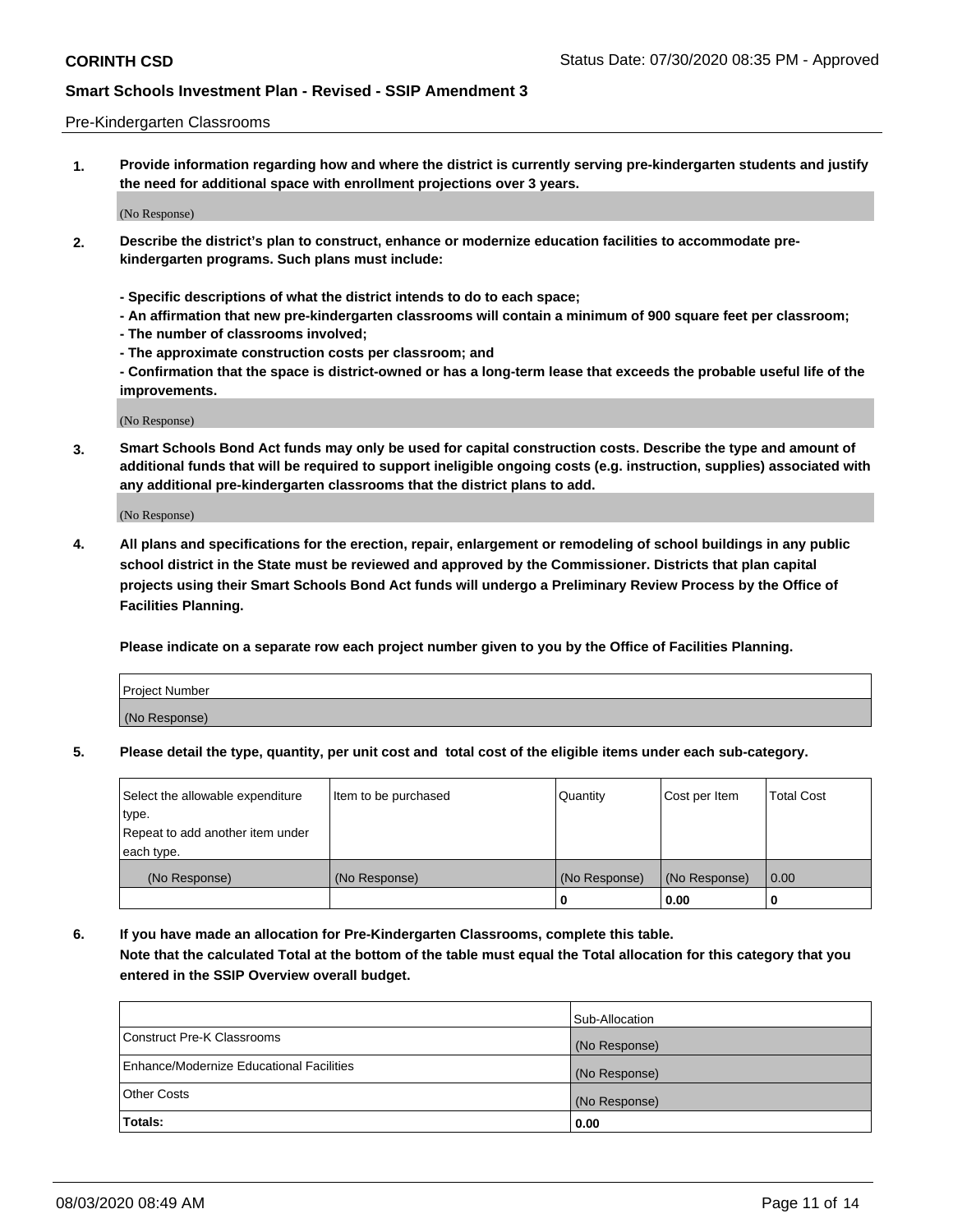Pre-Kindergarten Classrooms

**1. Provide information regarding how and where the district is currently serving pre-kindergarten students and justify the need for additional space with enrollment projections over 3 years.**

(No Response)

**2. Describe the district's plan to construct, enhance or modernize education facilities to accommodate pre-kindergarten programs. Such plans must include:**

**- Specific descriptions of what the district intends to do to each space;**
**- An affirmation that new pre-kindergarten classrooms will contain a minimum of 900 square feet per classroom;**
**- The number of classrooms involved;**
**- The approximate construction costs per classroom; and**
**- Confirmation that the space is district-owned or has a long-term lease that exceeds the probable useful life of the improvements.**

(No Response)

**3. Smart Schools Bond Act funds may only be used for capital construction costs. Describe the type and amount of additional funds that will be required to support ineligible ongoing costs (e.g. instruction, supplies) associated with any additional pre-kindergarten classrooms that the district plans to add.**

(No Response)

**4. All plans and specifications for the erection, repair, enlargement or remodeling of school buildings in any public school district in the State must be reviewed and approved by the Commissioner. Districts that plan capital projects using their Smart Schools Bond Act funds will undergo a Preliminary Review Process by the Office of Facilities Planning.**

**Please indicate on a separate row each project number given to you by the Office of Facilities Planning.**

| Project Number |
|---|
| (No Response) |

**5. Please detail the type, quantity, per unit cost and total cost of the eligible items under each sub-category.**

| Select the allowable expenditure type. Repeat to add another item under each type. | Item to be purchased | Quantity | Cost per Item | Total Cost |
|---|---|---|---|---|
| (No Response) | (No Response) | (No Response) | (No Response) | 0.00 |
| | | 0 | 0.00 | 0 |

**6. If you have made an allocation for Pre-Kindergarten Classrooms, complete this table. Note that the calculated Total at the bottom of the table must equal the Total allocation for this category that you entered in the SSIP Overview overall budget.**

| | Sub-Allocation |
|---|---|
| Construct Pre-K Classrooms | (No Response) |
| Enhance/Modernize Educational Facilities | (No Response) |
| Other Costs | (No Response) |
| **Totals:** | 0.00 |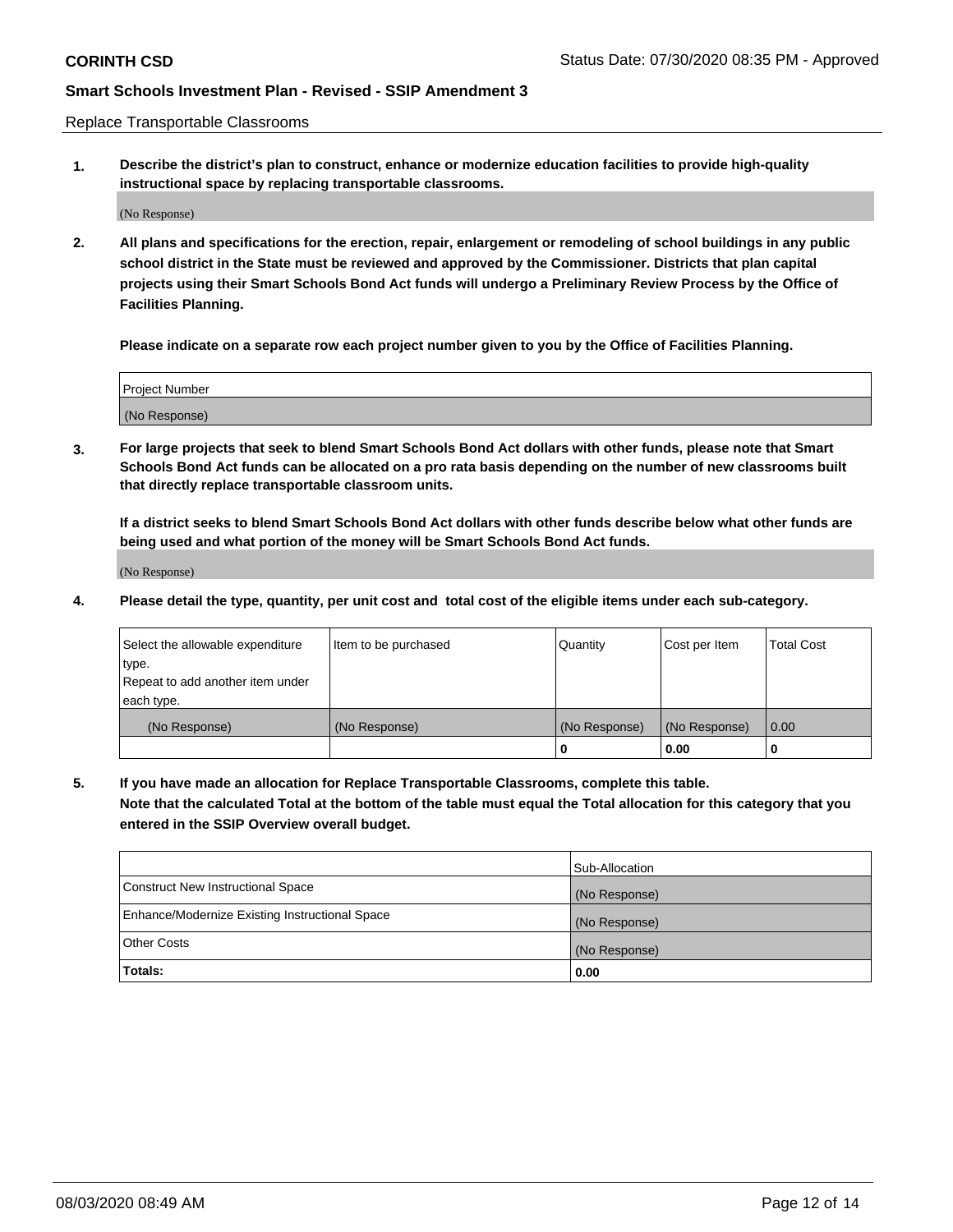Replace Transportable Classrooms

**1. Describe the district's plan to construct, enhance or modernize education facilities to provide high-quality instructional space by replacing transportable classrooms.**

(No Response)

**2. All plans and specifications for the erection, repair, enlargement or remodeling of school buildings in any public school district in the State must be reviewed and approved by the Commissioner. Districts that plan capital projects using their Smart Schools Bond Act funds will undergo a Preliminary Review Process by the Office of Facilities Planning.**

**Please indicate on a separate row each project number given to you by the Office of Facilities Planning.**

| Project Number |
| --- |
| (No Response) |

**3. For large projects that seek to blend Smart Schools Bond Act dollars with other funds, please note that Smart Schools Bond Act funds can be allocated on a pro rata basis depending on the number of new classrooms built that directly replace transportable classroom units.**

**If a district seeks to blend Smart Schools Bond Act dollars with other funds describe below what other funds are being used and what portion of the money will be Smart Schools Bond Act funds.**

(No Response)

**4. Please detail the type, quantity, per unit cost and total cost of the eligible items under each sub-category.**

| Select the allowable expenditure type. Repeat to add another item under each type. | Item to be purchased | Quantity | Cost per Item | Total Cost |
| --- | --- | --- | --- | --- |
| (No Response) | (No Response) | (No Response) | (No Response) | 0.00 |
| | | 0 | 0.00 | 0 |

**5. If you have made an allocation for Replace Transportable Classrooms, complete this table. Note that the calculated Total at the bottom of the table must equal the Total allocation for this category that you entered in the SSIP Overview overall budget.**

| | Sub-Allocation |
| --- | --- |
| Construct New Instructional Space | (No Response) |
| Enhance/Modernize Existing Instructional Space | (No Response) |
| Other Costs | (No Response) |
| **Totals:** | **0.00** |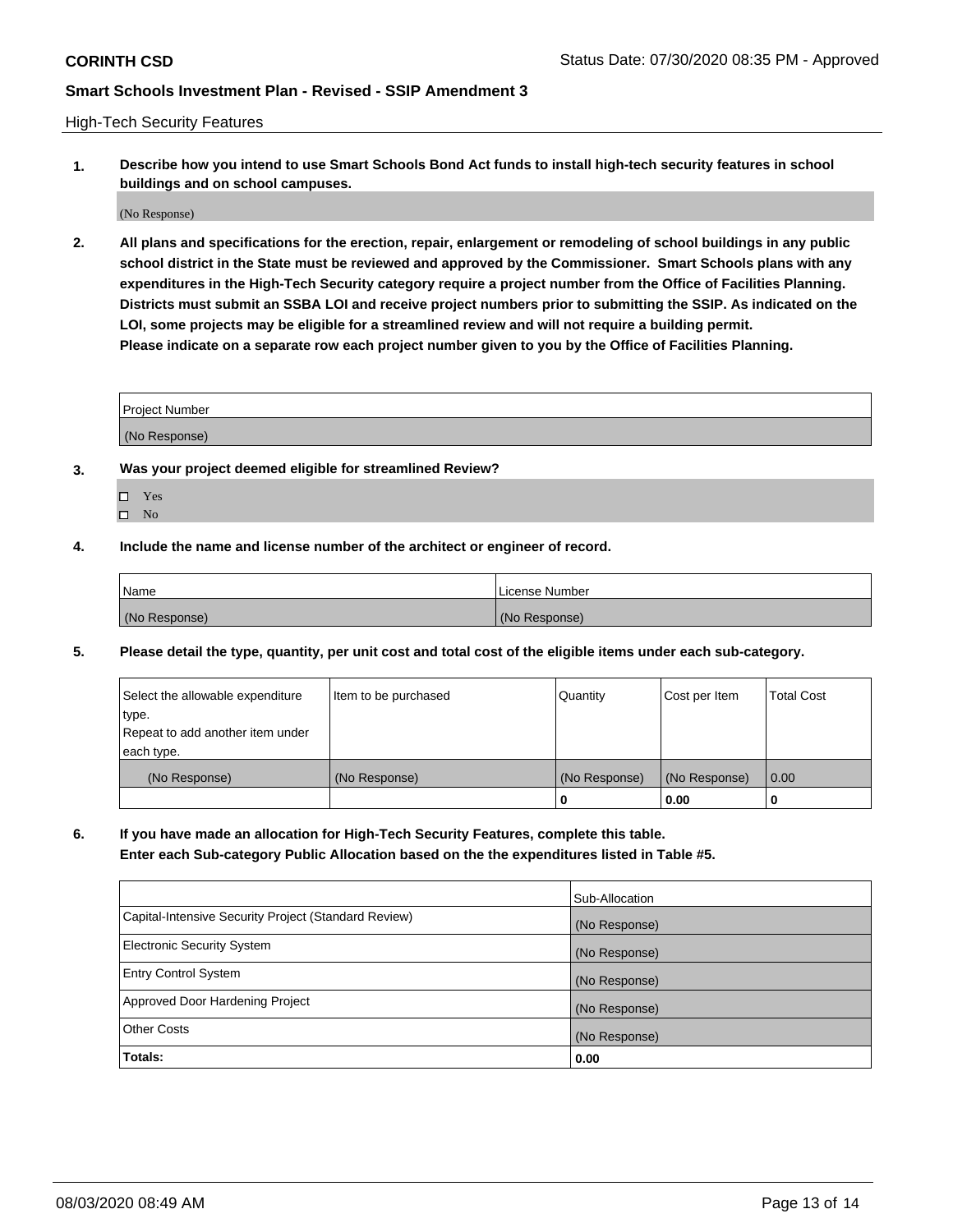**CORINTH CSD** Status Date: 07/30/2020 08:35 PM - Approved

**Smart Schools Investment Plan - Revised - SSIP Amendment 3**

High-Tech Security Features

**1. Describe how you intend to use Smart Schools Bond Act funds to install high-tech security features in school buildings and on school campuses.**

(No Response)

**2. All plans and specifications for the erection, repair, enlargement or remodeling of school buildings in any public school district in the State must be reviewed and approved by the Commissioner. Smart Schools plans with any expenditures in the High-Tech Security category require a project number from the Office of Facilities Planning. Districts must submit an SSBA LOI and receive project numbers prior to submitting the SSIP. As indicated on the LOI, some projects may be eligible for a streamlined review and will not require a building permit. Please indicate on a separate row each project number given to you by the Office of Facilities Planning.**

| Project Number |
|---|
| (No Response) |

**3. Was your project deemed eligible for streamlined Review?**

- ☐ Yes
- ☐ No

**4. Include the name and license number of the architect or engineer of record.**

| Name | License Number |
|---|---|
| (No Response) | (No Response) |

**5. Please detail the type, quantity, per unit cost and total cost of the eligible items under each sub-category.**

| Select the allowable expenditure type. Repeat to add another item under each type. | Item to be purchased | Quantity | Cost per Item | Total Cost |
|---|---|---|---|---|
| (No Response) | (No Response) | (No Response) | (No Response) | 0.00 |
| | | 0 | 0.00 | 0 |

**6. If you have made an allocation for High-Tech Security Features, complete this table. Enter each Sub-category Public Allocation based on the the expenditures listed in Table #5.**

| | Sub-Allocation |
|---|---|
| Capital-Intensive Security Project (Standard Review) | (No Response) |
| Electronic Security System | (No Response) |
| Entry Control System | (No Response) |
| Approved Door Hardening Project | (No Response) |
| Other Costs | (No Response) |
| **Totals:** | **0.00** |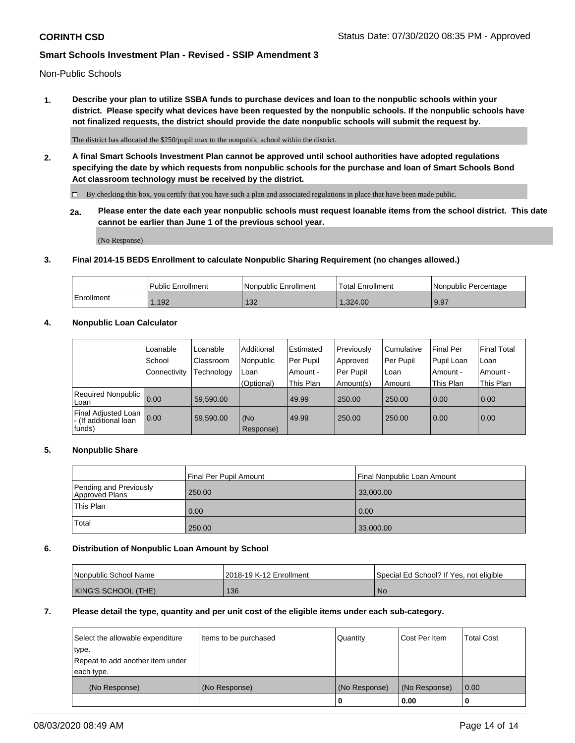Non-Public Schools

**1. Describe your plan to utilize SSBA funds to purchase devices and loan to the nonpublic schools within your district. Please specify what devices have been requested by the nonpublic schools. If the nonpublic schools have not finalized requests, the district should provide the date nonpublic schools will submit the request by.**

The district has allocated the $250/pupil max to the nonpublic school within the district.

**2. A final Smart Schools Investment Plan cannot be approved until school authorities have adopted regulations specifying the date by which requests from nonpublic schools for the purchase and loan of Smart Schools Bond Act classroom technology must be received by the district.**

☐ By checking this box, you certify that you have such a plan and associated regulations in place that have been made public.

**2a. Please enter the date each year nonpublic schools must request loanable items from the school district. This date cannot be earlier than June 1 of the previous school year.**

(No Response)

**3. Final 2014-15 BEDS Enrollment to calculate Nonpublic Sharing Requirement (no changes allowed.)**

| | Public Enrollment | Nonpublic Enrollment | Total Enrollment | Nonpublic Percentage |
|---|---|---|---|---|
| Enrollment | 1,192 | 132 | 1,324.00 | 9.97 |

**4. Nonpublic Loan Calculator**

| | Loanable School Connectivity | Loanable Classroom Technology | Additional Nonpublic Loan (Optional) | Estimated Per Pupil Amount - This Plan | Previously Approved Per Pupil Amount(s) | Cumulative Per Pupil Loan Amount | Final Per Pupil Loan Amount - This Plan | Final Total Loan Amount - This Plan |
|---|---|---|---|---|---|---|---|---|
| Required Nonpublic Loan | 0.00 | 59,590.00 | | 49.99 | 250.00 | 250.00 | 0.00 | 0.00 |
| Final Adjusted Loan - (If additional loan funds) | 0.00 | 59,590.00 | (No Response) | 49.99 | 250.00 | 250.00 | 0.00 | 0.00 |

**5. Nonpublic Share**

| | Final Per Pupil Amount | Final Nonpublic Loan Amount |
|---|---|---|
| Pending and Previously Approved Plans | 250.00 | 33,000.00 |
| This Plan | 0.00 | 0.00 |
| Total | 250.00 | 33,000.00 |

**6. Distribution of Nonpublic Loan Amount by School**

| Nonpublic School Name | 2018-19 K-12 Enrollment | Special Ed School? If Yes, not eligible |
|---|---|---|
| KING'S SCHOOL (THE) | 136 | No |

**7. Please detail the type, quantity and per unit cost of the eligible items under each sub-category.**

| Select the allowable expenditure type. Repeat to add another item under each type. | Items to be purchased | Quantity | Cost Per Item | Total Cost |
|---|---|---|---|---|
| (No Response) | (No Response) | (No Response) | (No Response) | 0.00 |
| | | 0 | 0.00 | 0 |